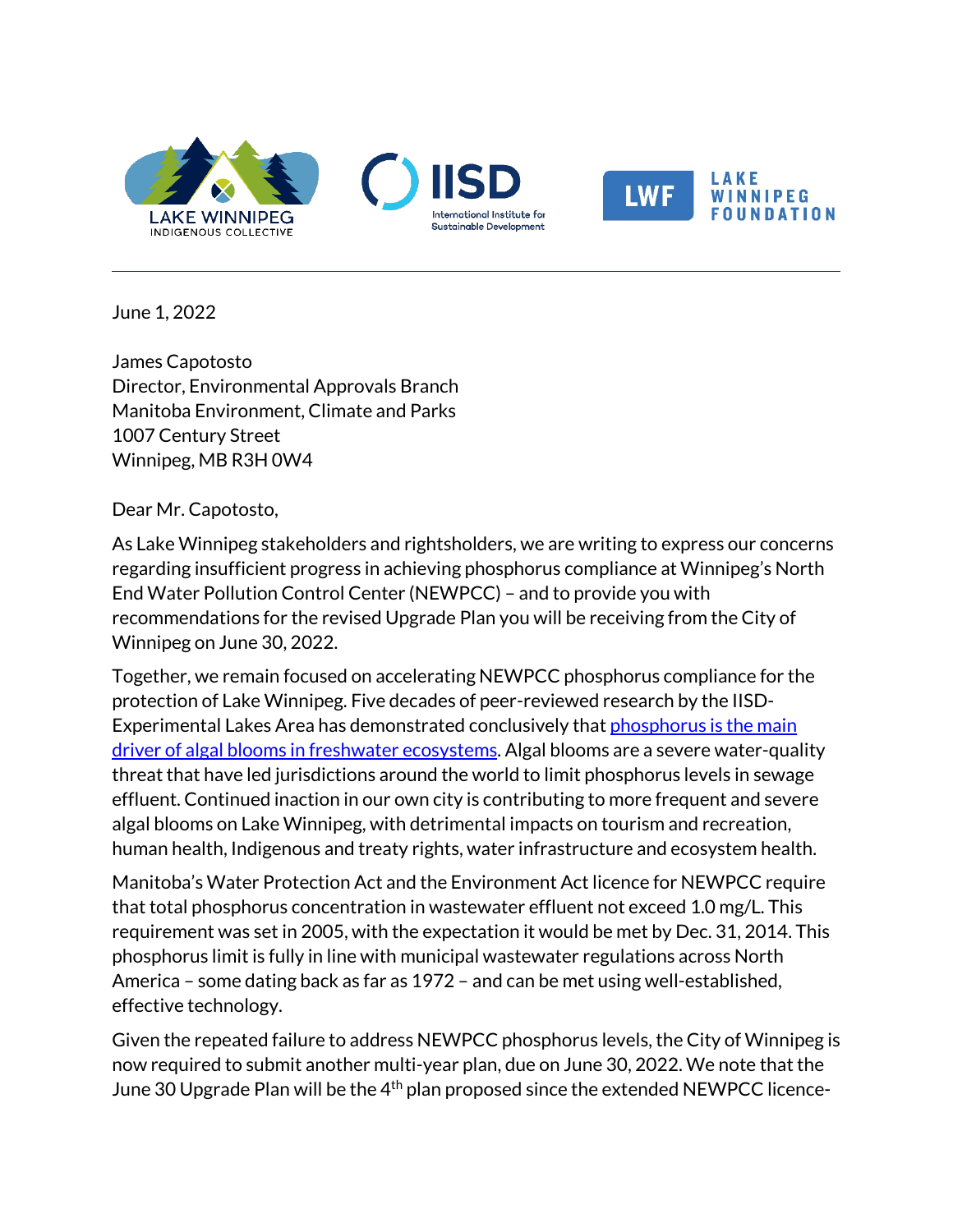LAKE WINNIPEG INDIGENOUS COLLECTIVE

IISD International Institute for Sustainable Development

LWF LAKE WINNIPEG FOUNDATION

June 1, 2022

James Capotosto
Director, Environmental Approvals Branch
Manitoba Environment, Climate and Parks
1007 Century Street
Winnipeg, MB R3H 0W4

Dear Mr. Capotosto,

As Lake Winnipeg stakeholders and rightsholders, we are writing to express our concerns regarding insufficient progress in achieving phosphorus compliance at Winnipeg's North End Water Pollution Control Center (NEWPCC) – and to provide you with recommendations for the revised Upgrade Plan you will be receiving from the City of Winnipeg on June 30, 2022.

Together, we remain focused on accelerating NEWPCC phosphorus compliance for the protection of Lake Winnipeg. Five decades of peer-reviewed research by the IISD-Experimental Lakes Area has demonstrated conclusively that phosphorus is the main driver of algal blooms in freshwater ecosystems. Algal blooms are a severe water-quality threat that have led jurisdictions around the world to limit phosphorus levels in sewage effluent. Continued inaction in our own city is contributing to more frequent and severe algal blooms on Lake Winnipeg, with detrimental impacts on tourism and recreation, human health, Indigenous and treaty rights, water infrastructure and ecosystem health.

Manitoba's Water Protection Act and the Environment Act licence for NEWPCC require that total phosphorus concentration in wastewater effluent not exceed 1.0 mg/L. This requirement was set in 2005, with the expectation it would be met by Dec. 31, 2014. This phosphorus limit is fully in line with municipal wastewater regulations across North America – some dating back as far as 1972 – and can be met using well-established, effective technology.

Given the repeated failure to address NEWPCC phosphorus levels, the City of Winnipeg is now required to submit another multi-year plan, due on June 30, 2022. We note that the June 30 Upgrade Plan will be the 4th plan proposed since the extended NEWPCC licence-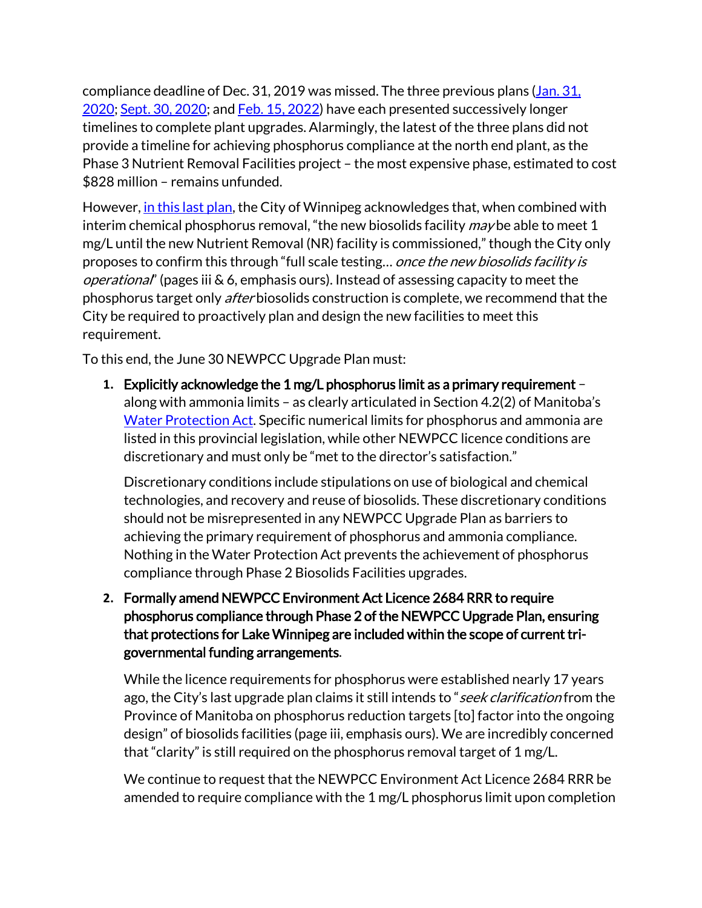compliance deadline of Dec. 31, 2019 was missed. The three previous plans (Jan. 31, 2020; Sept. 30, 2020; and Feb. 15, 2022) have each presented successively longer timelines to complete plant upgrades. Alarmingly, the latest of the three plans did not provide a timeline for achieving phosphorus compliance at the north end plant, as the Phase 3 Nutrient Removal Facilities project – the most expensive phase, estimated to cost $828 million – remains unfunded.

However, in this last plan, the City of Winnipeg acknowledges that, when combined with interim chemical phosphorus removal, "the new biosolids facility *may* be able to meet 1 mg/L until the new Nutrient Removal (NR) facility is commissioned," though the City only proposes to confirm this through "full scale testing… *once the new biosolids facility is operational*" (pages iii & 6, emphasis ours). Instead of assessing capacity to meet the phosphorus target only *after* biosolids construction is complete, we recommend that the City be required to proactively plan and design the new facilities to meet this requirement.

To this end, the June 30 NEWPCC Upgrade Plan must:

1. **Explicitly acknowledge the 1 mg/L phosphorus limit as a primary requirement** – along with ammonia limits – as clearly articulated in Section 4.2(2) of Manitoba's Water Protection Act. Specific numerical limits for phosphorus and ammonia are listed in this provincial legislation, while other NEWPCC licence conditions are discretionary and must only be "met to the director's satisfaction."

   Discretionary conditions include stipulations on use of biological and chemical technologies, and recovery and reuse of biosolids. These discretionary conditions should not be misrepresented in any NEWPCC Upgrade Plan as barriers to achieving the primary requirement of phosphorus and ammonia compliance. Nothing in the Water Protection Act prevents the achievement of phosphorus compliance through Phase 2 Biosolids Facilities upgrades.

2. **Formally amend NEWPCC Environment Act Licence 2684 RRR to require phosphorus compliance through Phase 2 of the NEWPCC Upgrade Plan, ensuring that protections for Lake Winnipeg are included within the scope of current tri-governmental funding arrangements**.

   While the licence requirements for phosphorus were established nearly 17 years ago, the City's last upgrade plan claims it still intends to "*seek clarification* from the Province of Manitoba on phosphorus reduction targets [to] factor into the ongoing design" of biosolids facilities (page iii, emphasis ours). We are incredibly concerned that "clarity" is still required on the phosphorus removal target of 1 mg/L.

   We continue to request that the NEWPCC Environment Act Licence 2684 RRR be amended to require compliance with the 1 mg/L phosphorus limit upon completion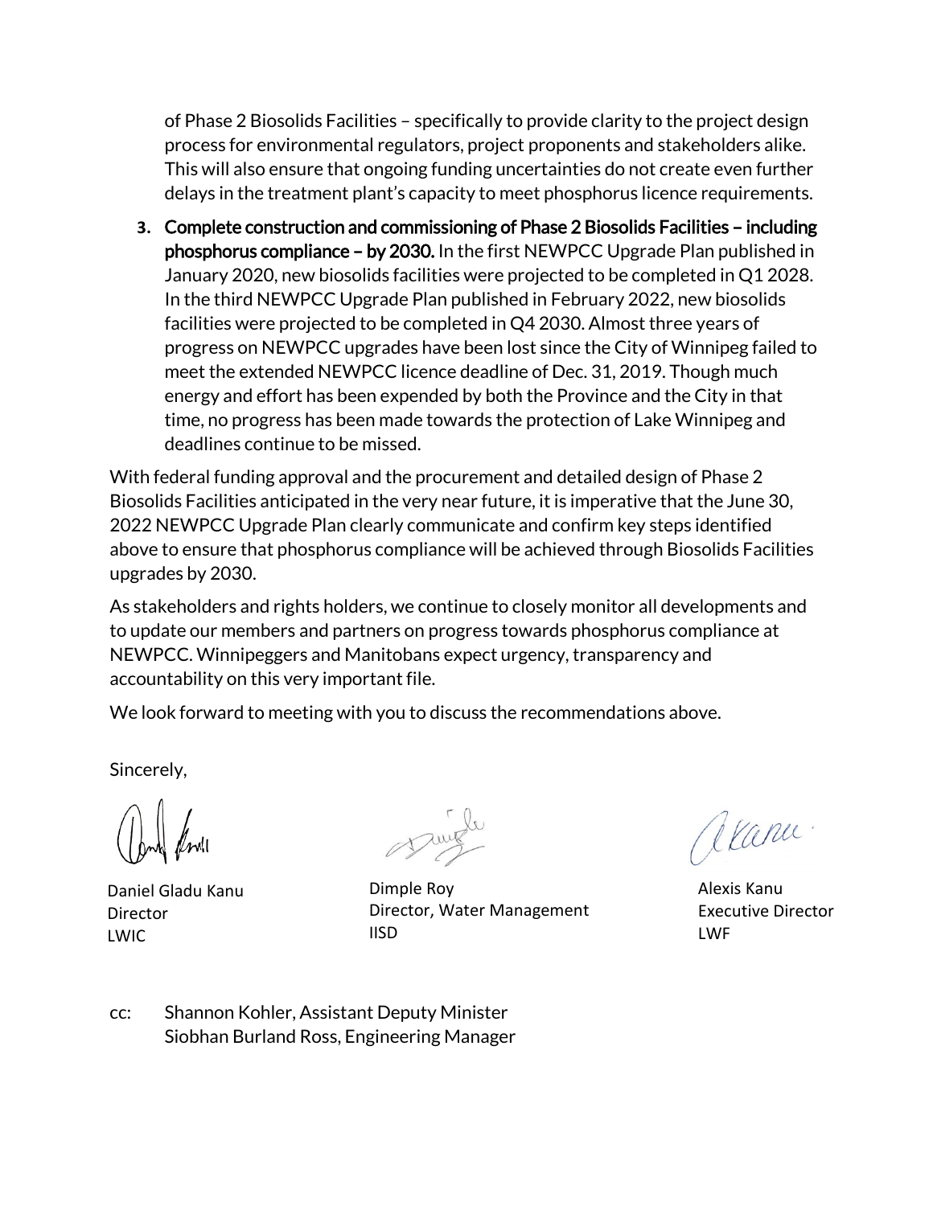of Phase 2 Biosolids Facilities – specifically to provide clarity to the project design process for environmental regulators, project proponents and stakeholders alike. This will also ensure that ongoing funding uncertainties do not create even further delays in the treatment plant's capacity to meet phosphorus licence requirements.

3. **Complete construction and commissioning of Phase 2 Biosolids Facilities – including phosphorus compliance – by 2030.** In the first NEWPCC Upgrade Plan published in January 2020, new biosolids facilities were projected to be completed in Q1 2028. In the third NEWPCC Upgrade Plan published in February 2022, new biosolids facilities were projected to be completed in Q4 2030. Almost three years of progress on NEWPCC upgrades have been lost since the City of Winnipeg failed to meet the extended NEWPCC licence deadline of Dec. 31, 2019. Though much energy and effort has been expended by both the Province and the City in that time, no progress has been made towards the protection of Lake Winnipeg and deadlines continue to be missed.

With federal funding approval and the procurement and detailed design of Phase 2 Biosolids Facilities anticipated in the very near future, it is imperative that the June 30, 2022 NEWPCC Upgrade Plan clearly communicate and confirm key steps identified above to ensure that phosphorus compliance will be achieved through Biosolids Facilities upgrades by 2030.

As stakeholders and rights holders, we continue to closely monitor all developments and to update our members and partners on progress towards phosphorus compliance at NEWPCC. Winnipeggers and Manitobans expect urgency, transparency and accountability on this very important file.

We look forward to meeting with you to discuss the recommendations above.

Sincerely,

Daniel Gladu Kanu
Director
LWIC

Dimple Roy
Director, Water Management
IISD

Alexis Kanu
Executive Director
LWF

cc: Shannon Kohler, Assistant Deputy Minister
Siobhan Burland Ross, Engineering Manager